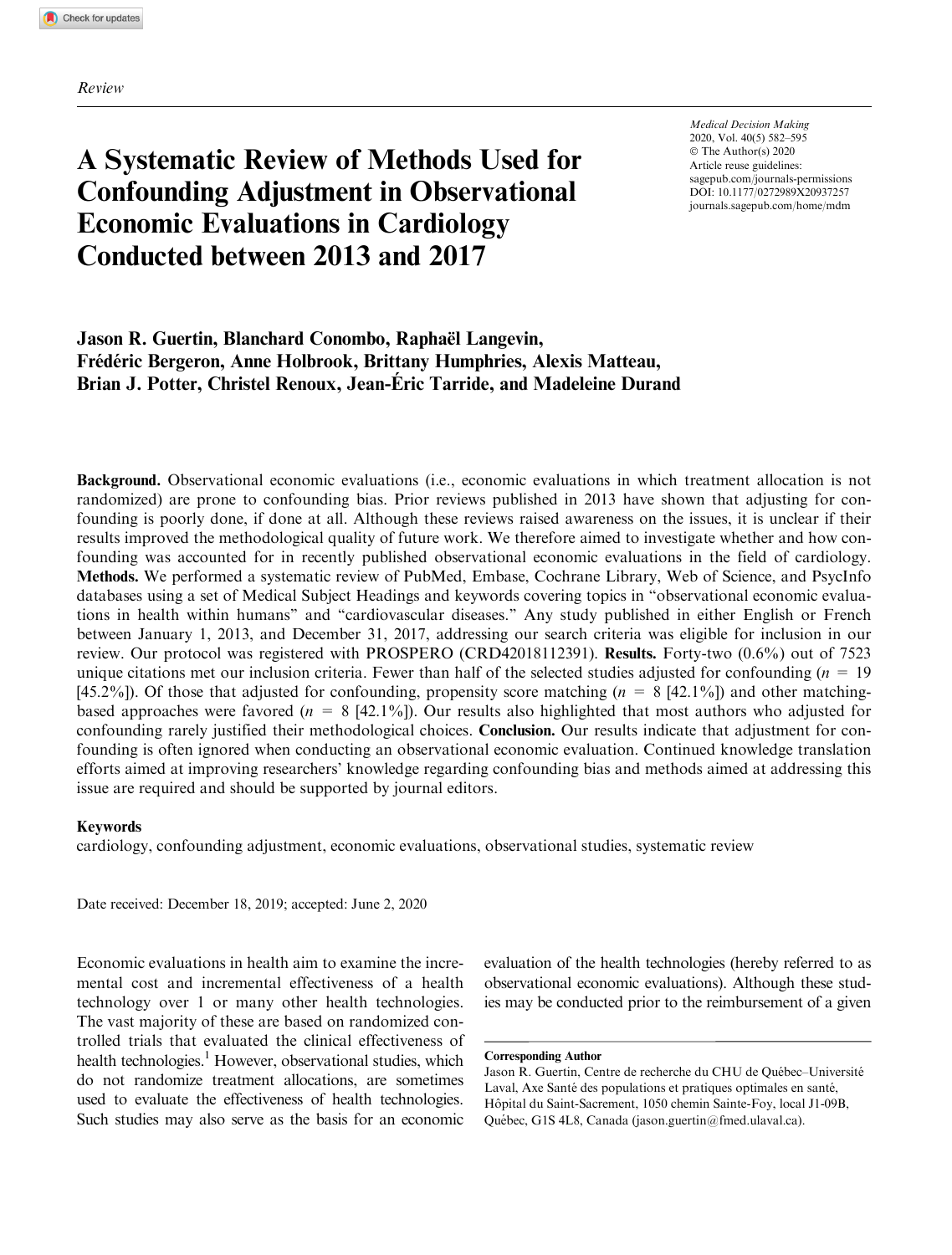Review

# A Systematic Review of Methods Used for Confounding Adjustment in Observational Economic Evaluations in Cardiology Conducted between 2013 and 2017

*Medical Decision Making*
2020, Vol. 40(5) 582–595
© The Author(s) 2020
Article reuse guidelines:
sagepub.com/journals-permissions
DOI: 10.1177/0272989X20937257
journals.sagepub.com/home/mdm

**Jason R. Guertin, Blanchard Conombo, Raphaël Langevin, Frédéric Bergeron, Anne Holbrook, Brittany Humphries, Alexis Matteau, Brian J. Potter, Christel Renoux, Jean-Éric Tarride, and Madeleine Durand**

**Background.** Observational economic evaluations (i.e., economic evaluations in which treatment allocation is not randomized) are prone to confounding bias. Prior reviews published in 2013 have shown that adjusting for confounding is poorly done, if done at all. Although these reviews raised awareness on the issues, it is unclear if their results improved the methodological quality of future work. We therefore aimed to investigate whether and how confounding was accounted for in recently published observational economic evaluations in the field of cardiology. **Methods.** We performed a systematic review of PubMed, Embase, Cochrane Library, Web of Science, and PsycInfo databases using a set of Medical Subject Headings and keywords covering topics in "observational economic evaluations in health within humans" and "cardiovascular diseases." Any study published in either English or French between January 1, 2013, and December 31, 2017, addressing our search criteria was eligible for inclusion in our review. Our protocol was registered with PROSPERO (CRD42018112391). **Results.** Forty-two (0.6%) out of 7523 unique citations met our inclusion criteria. Fewer than half of the selected studies adjusted for confounding ($n$ = 19 [45.2%]). Of those that adjusted for confounding, propensity score matching ($n$ = 8 [42.1%]) and other matching-based approaches were favored ($n$ = 8 [42.1%]). Our results also highlighted that most authors who adjusted for confounding rarely justified their methodological choices. **Conclusion.** Our results indicate that adjustment for confounding is often ignored when conducting an observational economic evaluation. Continued knowledge translation efforts aimed at improving researchers' knowledge regarding confounding bias and methods aimed at addressing this issue are required and should be supported by journal editors.

**Keywords**

cardiology, confounding adjustment, economic evaluations, observational studies, systematic review

Date received: December 18, 2019; accepted: June 2, 2020

Economic evaluations in health aim to examine the incremental cost and incremental effectiveness of a health technology over 1 or many other health technologies. The vast majority of these are based on randomized controlled trials that evaluated the clinical effectiveness of health technologies.[1] However, observational studies, which do not randomize treatment allocations, are sometimes used to evaluate the effectiveness of health technologies. Such studies may also serve as the basis for an economic evaluation of the health technologies (hereby referred to as observational economic evaluations). Although these studies may be conducted prior to the reimbursement of a given

**Corresponding Author**

Jason R. Guertin, Centre de recherche du CHU de Québec–Université Laval, Axe Santé des populations et pratiques optimales en santé, Hôpital du Saint-Sacrement, 1050 chemin Sainte-Foy, local J1-09B, Québec, G1S 4L8, Canada (jason.guertin@fmed.ulaval.ca).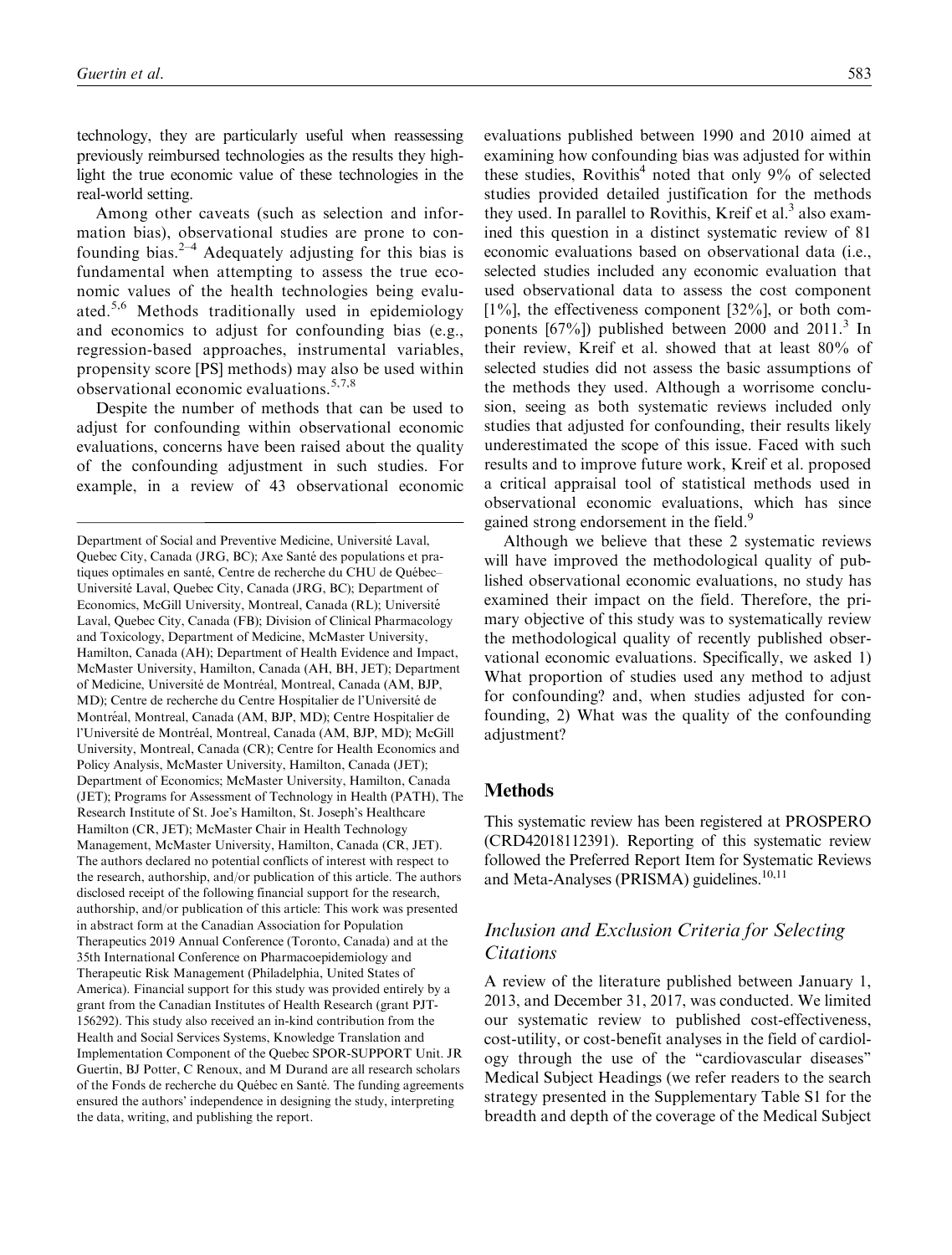technology, they are particularly useful when reassessing previously reimbursed technologies as the results they highlight the true economic value of these technologies in the real-world setting.

Among other caveats (such as selection and information bias), observational studies are prone to confounding bias.[2–4] Adequately adjusting for this bias is fundamental when attempting to assess the true economic values of the health technologies being evaluated.[5,6] Methods traditionally used in epidemiology and economics to adjust for confounding bias (e.g., regression-based approaches, instrumental variables, propensity score [PS] methods) may also be used within observational economic evaluations.[5,7,8]

Despite the number of methods that can be used to adjust for confounding within observational economic evaluations, concerns have been raised about the quality of the confounding adjustment in such studies. For example, in a review of 43 observational economic evaluations published between 1990 and 2010 aimed at examining how confounding bias was adjusted for within these studies, Rovithis[4] noted that only 9% of selected studies provided detailed justification for the methods they used. In parallel to Rovithis, Kreif et al.[3] also examined this question in a distinct systematic review of 81 economic evaluations based on observational data (i.e., selected studies included any economic evaluation that used observational data to assess the cost component [1%], the effectiveness component [32%], or both components [67%]) published between 2000 and 2011.[3] In their review, Kreif et al. showed that at least 80% of selected studies did not assess the basic assumptions of the methods they used. Although a worrisome conclusion, seeing as both systematic reviews included only studies that adjusted for confounding, their results likely underestimated the scope of this issue. Faced with such results and to improve future work, Kreif et al. proposed a critical appraisal tool of statistical methods used in observational economic evaluations, which has since gained strong endorsement in the field.[9]

Although we believe that these 2 systematic reviews will have improved the methodological quality of published observational economic evaluations, no study has examined their impact on the field. Therefore, the primary objective of this study was to systematically review the methodological quality of recently published observational economic evaluations. Specifically, we asked 1) What proportion of studies used any method to adjust for confounding? and, when studies adjusted for confounding, 2) What was the quality of the confounding adjustment?

## Methods

This systematic review has been registered at PROSPERO (CRD42018112391). Reporting of this systematic review followed the Preferred Report Item for Systematic Reviews and Meta-Analyses (PRISMA) guidelines.[10,11]

### *Inclusion and Exclusion Criteria for Selecting Citations*

A review of the literature published between January 1, 2013, and December 31, 2017, was conducted. We limited our systematic review to published cost-effectiveness, cost-utility, or cost-benefit analyses in the field of cardiology through the use of the "cardiovascular diseases" Medical Subject Headings (we refer readers to the search strategy presented in the Supplementary Table S1 for the breadth and depth of the coverage of the Medical Subject

---

Department of Social and Preventive Medicine, Université Laval, Quebec City, Canada (JRG, BC); Axe Santé des populations et pratiques optimales en santé, Centre de recherche du CHU de Québec–Université Laval, Quebec City, Canada (JRG, BC); Department of Economics, McGill University, Montreal, Canada (RL); Université Laval, Quebec City, Canada (FB); Division of Clinical Pharmacology and Toxicology, Department of Medicine, McMaster University, Hamilton, Canada (AH); Department of Health Evidence and Impact, McMaster University, Hamilton, Canada (AH, BH, JET); Department of Medicine, Université de Montréal, Montreal, Canada (AM, BJP, MD); Centre de recherche du Centre Hospitalier de l'Université de Montréal, Montreal, Canada (AM, BJP, MD); Centre Hospitalier de l'Université de Montréal, Montreal, Canada (AM, BJP, MD); McGill University, Montreal, Canada (CR); Centre for Health Economics and Policy Analysis, McMaster University, Hamilton, Canada (JET); Department of Economics; McMaster University, Hamilton, Canada (JET); Programs for Assessment of Technology in Health (PATH), The Research Institute of St. Joe's Hamilton, St. Joseph's Healthcare Hamilton (CR, JET); McMaster Chair in Health Technology Management, McMaster University, Hamilton, Canada (CR, JET). The authors declared no potential conflicts of interest with respect to the research, authorship, and/or publication of this article. The authors disclosed receipt of the following financial support for the research, authorship, and/or publication of this article: This work was presented in abstract form at the Canadian Association for Population Therapeutics 2019 Annual Conference (Toronto, Canada) and at the 35th International Conference on Pharmacoepidemiology and Therapeutic Risk Management (Philadelphia, United States of America). Financial support for this study was provided entirely by a grant from the Canadian Institutes of Health Research (grant PJT-156292). This study also received an in-kind contribution from the Health and Social Services Systems, Knowledge Translation and Implementation Component of the Quebec SPOR-SUPPORT Unit. JR Guertin, BJ Potter, C Renoux, and M Durand are all research scholars of the Fonds de recherche du Québec en Santé. The funding agreements ensured the authors' independence in designing the study, interpreting the data, writing, and publishing the report.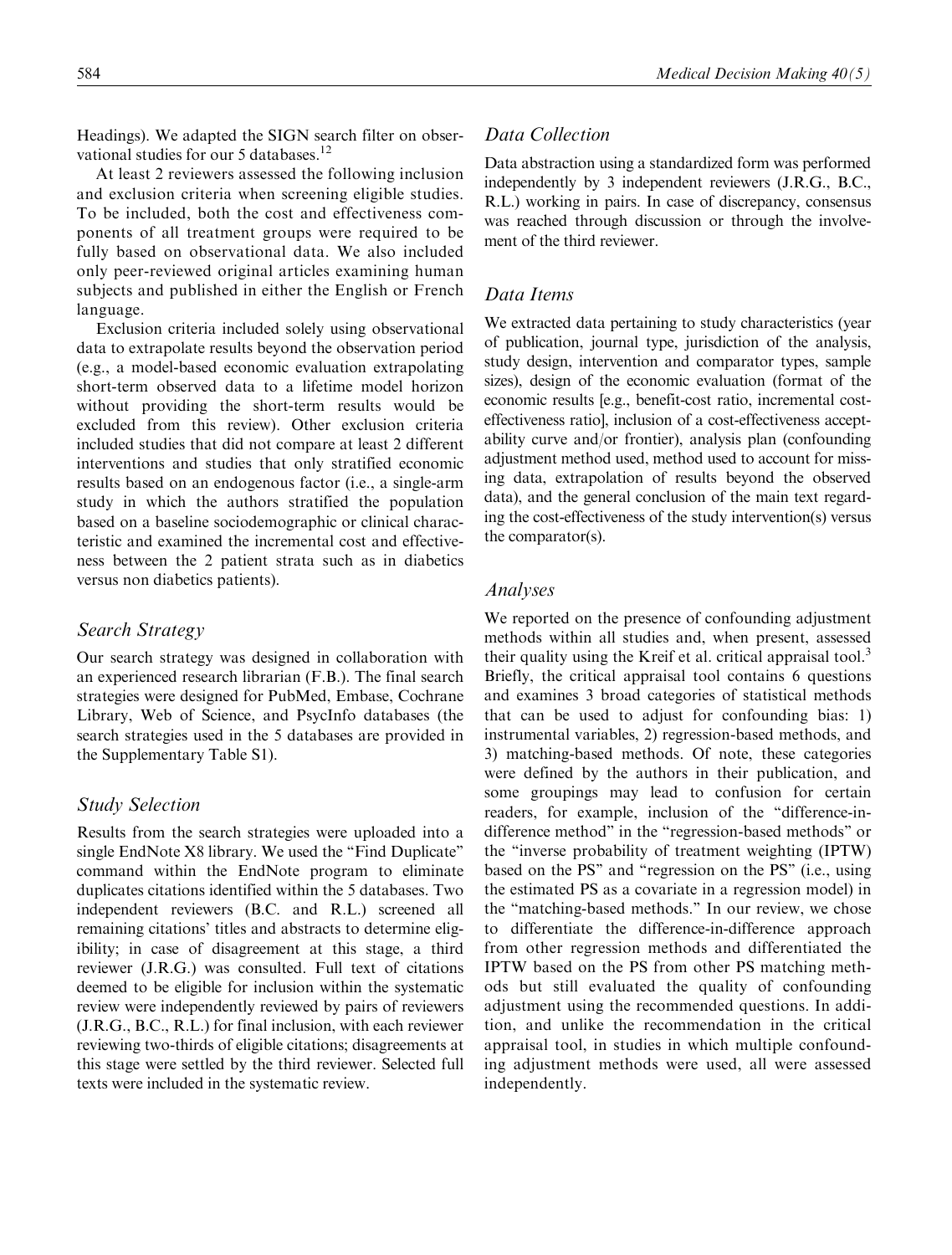Headings). We adapted the SIGN search filter on observational studies for our 5 databases.[12]

At least 2 reviewers assessed the following inclusion and exclusion criteria when screening eligible studies. To be included, both the cost and effectiveness components of all treatment groups were required to be fully based on observational data. We also included only peer-reviewed original articles examining human subjects and published in either the English or French language.

Exclusion criteria included solely using observational data to extrapolate results beyond the observation period (e.g., a model-based economic evaluation extrapolating short-term observed data to a lifetime model horizon without providing the short-term results would be excluded from this review). Other exclusion criteria included studies that did not compare at least 2 different interventions and studies that only stratified economic results based on an endogenous factor (i.e., a single-arm study in which the authors stratified the population based on a baseline sociodemographic or clinical characteristic and examined the incremental cost and effectiveness between the 2 patient strata such as in diabetics versus non diabetics patients).

## Search Strategy

Our search strategy was designed in collaboration with an experienced research librarian (F.B.). The final search strategies were designed for PubMed, Embase, Cochrane Library, Web of Science, and PsycInfo databases (the search strategies used in the 5 databases are provided in the Supplementary Table S1).

## Study Selection

Results from the search strategies were uploaded into a single EndNote X8 library. We used the "Find Duplicate" command within the EndNote program to eliminate duplicates citations identified within the 5 databases. Two independent reviewers (B.C. and R.L.) screened all remaining citations' titles and abstracts to determine eligibility; in case of disagreement at this stage, a third reviewer (J.R.G.) was consulted. Full text of citations deemed to be eligible for inclusion within the systematic review were independently reviewed by pairs of reviewers (J.R.G., B.C., R.L.) for final inclusion, with each reviewer reviewing two-thirds of eligible citations; disagreements at this stage were settled by the third reviewer. Selected full texts were included in the systematic review.

## Data Collection

Data abstraction using a standardized form was performed independently by 3 independent reviewers (J.R.G., B.C., R.L.) working in pairs. In case of discrepancy, consensus was reached through discussion or through the involvement of the third reviewer.

## Data Items

We extracted data pertaining to study characteristics (year of publication, journal type, jurisdiction of the analysis, study design, intervention and comparator types, sample sizes), design of the economic evaluation (format of the economic results [e.g., benefit-cost ratio, incremental cost-effectiveness ratio], inclusion of a cost-effectiveness acceptability curve and/or frontier), analysis plan (confounding adjustment method used, method used to account for missing data, extrapolation of results beyond the observed data), and the general conclusion of the main text regarding the cost-effectiveness of the study intervention(s) versus the comparator(s).

## Analyses

We reported on the presence of confounding adjustment methods within all studies and, when present, assessed their quality using the Kreif et al. critical appraisal tool.[3] Briefly, the critical appraisal tool contains 6 questions and examines 3 broad categories of statistical methods that can be used to adjust for confounding bias: 1) instrumental variables, 2) regression-based methods, and 3) matching-based methods. Of note, these categories were defined by the authors in their publication, and some groupings may lead to confusion for certain readers, for example, inclusion of the "difference-in-difference method" in the "regression-based methods" or the "inverse probability of treatment weighting (IPTW) based on the PS" and "regression on the PS" (i.e., using the estimated PS as a covariate in a regression model) in the "matching-based methods." In our review, we chose to differentiate the difference-in-difference approach from other regression methods and differentiated the IPTW based on the PS from other PS matching methods but still evaluated the quality of confounding adjustment using the recommended questions. In addition, and unlike the recommendation in the critical appraisal tool, in studies in which multiple confounding adjustment methods were used, all were assessed independently.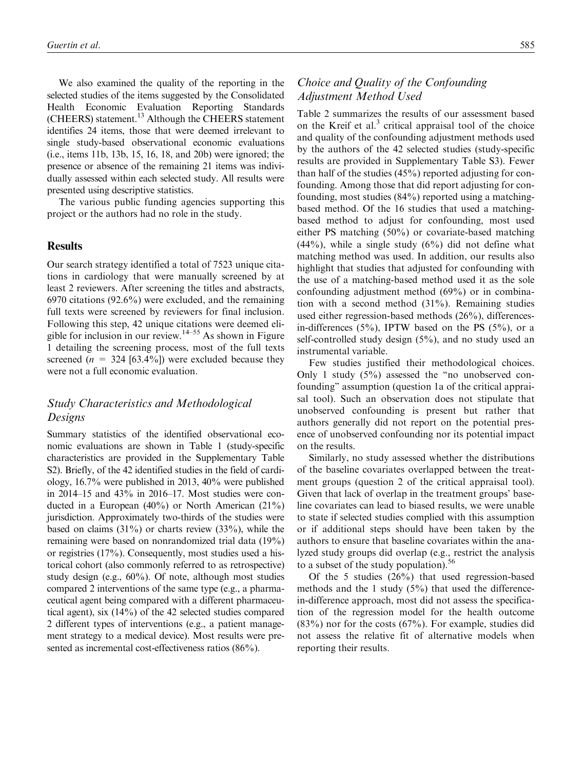We also examined the quality of the reporting in the selected studies of the items suggested by the Consolidated Health Economic Evaluation Reporting Standards (CHEERS) statement.[13] Although the CHEERS statement identifies 24 items, those that were deemed irrelevant to single study-based observational economic evaluations (i.e., items 11b, 13b, 15, 16, 18, and 20b) were ignored; the presence or absence of the remaining 21 items was individually assessed within each selected study. All results were presented using descriptive statistics.

The various public funding agencies supporting this project or the authors had no role in the study.

## Results

Our search strategy identified a total of 7523 unique citations in cardiology that were manually screened by at least 2 reviewers. After screening the titles and abstracts, 6970 citations (92.6%) were excluded, and the remaining full texts were screened by reviewers for final inclusion. Following this step, 42 unique citations were deemed eligible for inclusion in our review.[14–55] As shown in Figure 1 detailing the screening process, most of the full texts screened ($n = 324$ [63.4%]) were excluded because they were not a full economic evaluation.

### Study Characteristics and Methodological Designs

Summary statistics of the identified observational economic evaluations are shown in Table 1 (study-specific characteristics are provided in the Supplementary Table S2). Briefly, of the 42 identified studies in the field of cardiology, 16.7% were published in 2013, 40% were published in 2014–15 and 43% in 2016–17. Most studies were conducted in a European (40%) or North American (21%) jurisdiction. Approximately two-thirds of the studies were based on claims (31%) or charts review (33%), while the remaining were based on nonrandomized trial data (19%) or registries (17%). Consequently, most studies used a historical cohort (also commonly referred to as retrospective) study design (e.g., 60%). Of note, although most studies compared 2 interventions of the same type (e.g., a pharmaceutical agent being compared with a different pharmaceutical agent), six (14%) of the 42 selected studies compared 2 different types of interventions (e.g., a patient management strategy to a medical device). Most results were presented as incremental cost-effectiveness ratios (86%).

### Choice and Quality of the Confounding Adjustment Method Used

Table 2 summarizes the results of our assessment based on the Kreif et al.[3] critical appraisal tool of the choice and quality of the confounding adjustment methods used by the authors of the 42 selected studies (study-specific results are provided in Supplementary Table S3). Fewer than half of the studies (45%) reported adjusting for confounding. Among those that did report adjusting for confounding, most studies (84%) reported using a matching-based method. Of the 16 studies that used a matching-based method to adjust for confounding, most used either PS matching (50%) or covariate-based matching (44%), while a single study (6%) did not define what matching method was used. In addition, our results also highlight that studies that adjusted for confounding with the use of a matching-based method used it as the sole confounding adjustment method (69%) or in combination with a second method (31%). Remaining studies used either regression-based methods (26%), differences-in-differences (5%), IPTW based on the PS (5%), or a self-controlled study design (5%), and no study used an instrumental variable.

Few studies justified their methodological choices. Only 1 study (5%) assessed the "no unobserved confounding" assumption (question 1a of the critical appraisal tool). Such an observation does not stipulate that unobserved confounding is present but rather that authors generally did not report on the potential presence of unobserved confounding nor its potential impact on the results.

Similarly, no study assessed whether the distributions of the baseline covariates overlapped between the treatment groups (question 2 of the critical appraisal tool). Given that lack of overlap in the treatment groups' baseline covariates can lead to biased results, we were unable to state if selected studies complied with this assumption or if additional steps should have been taken by the authors to ensure that baseline covariates within the analyzed study groups did overlap (e.g., restrict the analysis to a subset of the study population).[56]

Of the 5 studies (26%) that used regression-based methods and the 1 study (5%) that used the difference-in-difference approach, most did not assess the specification of the regression model for the health outcome (83%) nor for the costs (67%). For example, studies did not assess the relative fit of alternative models when reporting their results.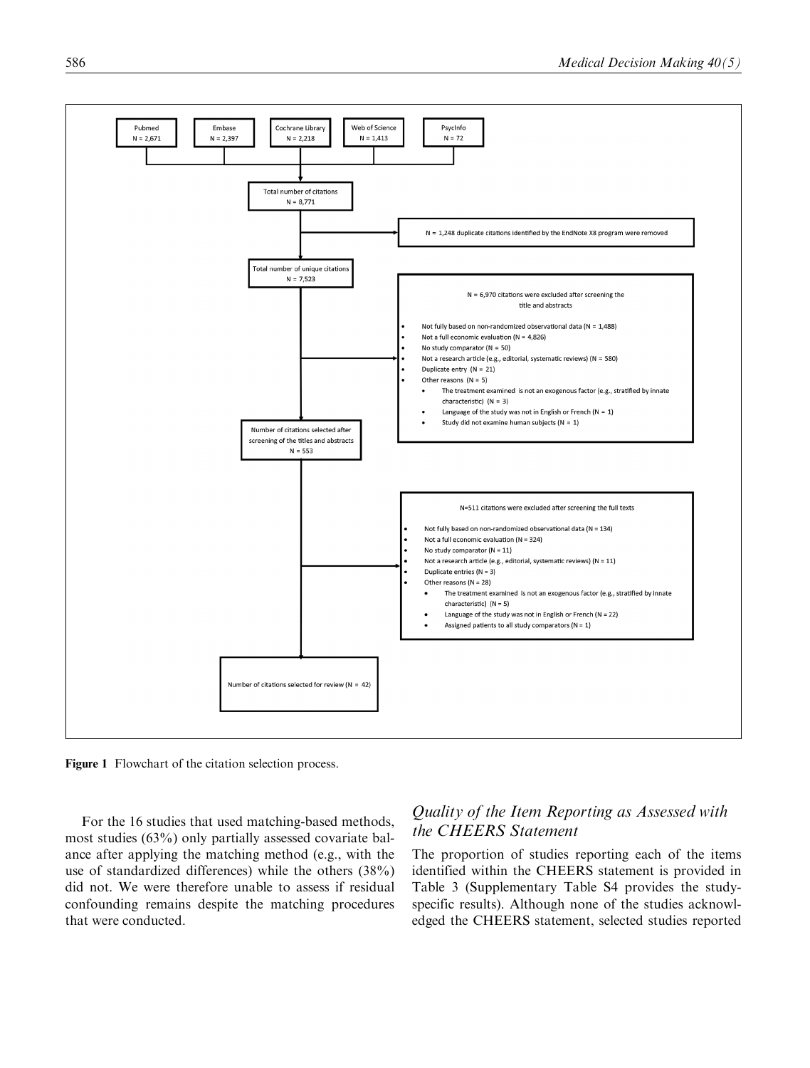Pubmed
N = 2,671

Embase
N = 2,397

Cochrane Library
N = 2,218

Web of Science
N = 1,413

PsycInfo
N = 72

Total number of citations
N = 8,771

N = 1,248 duplicate citations identified by the EndNote X8 program were removed

Total number of unique citations
N = 7,523

N = 6,970 citations were excluded after screening the title and abstracts

- Not fully based on non-randomized observational data (N = 1,488)
- Not a full economic evaluation (N = 4,826)
- No study comparator (N = 50)
- Not a research article (e.g., editorial, systematic reviews) (N = 580)
- Duplicate entry (N = 21)
- Other reasons (N = 5)
  - The treatment examined is not an exogenous factor (e.g., stratified by innate characteristic) (N = 3)
  - Language of the study was not in English or French (N = 1)
  - Study did not examine human subjects (N = 1)

Number of citations selected after screening of the titles and abstracts
N = 553

N=511 citations were excluded after screening the full texts

- Not fully based on non-randomized observational data (N = 134)
- Not a full economic evaluation (N = 324)
- No study comparator (N = 11)
- Not a research article (e.g., editorial, systematic reviews) (N = 11)
- Duplicate entries (N = 3)
- Other reasons (N = 28)
  - The treatment examined is not an exogenous factor (e.g., stratified by innate characteristic) (N = 5)
  - Language of the study was not in English or French (N = 22)
  - Assigned patients to all study comparators (N = 1)

Number of citations selected for review (N = 42)

**Figure 1** Flowchart of the citation selection process.

For the 16 studies that used matching-based methods, most studies (63%) only partially assessed covariate balance after applying the matching method (e.g., with the use of standardized differences) while the others (38%) did not. We were therefore unable to assess if residual confounding remains despite the matching procedures that were conducted.

## *Quality of the Item Reporting as Assessed with the CHEERS Statement*

The proportion of studies reporting each of the items identified within the CHEERS statement is provided in Table 3 (Supplementary Table S4 provides the study-specific results). Although none of the studies acknowledged the CHEERS statement, selected studies reported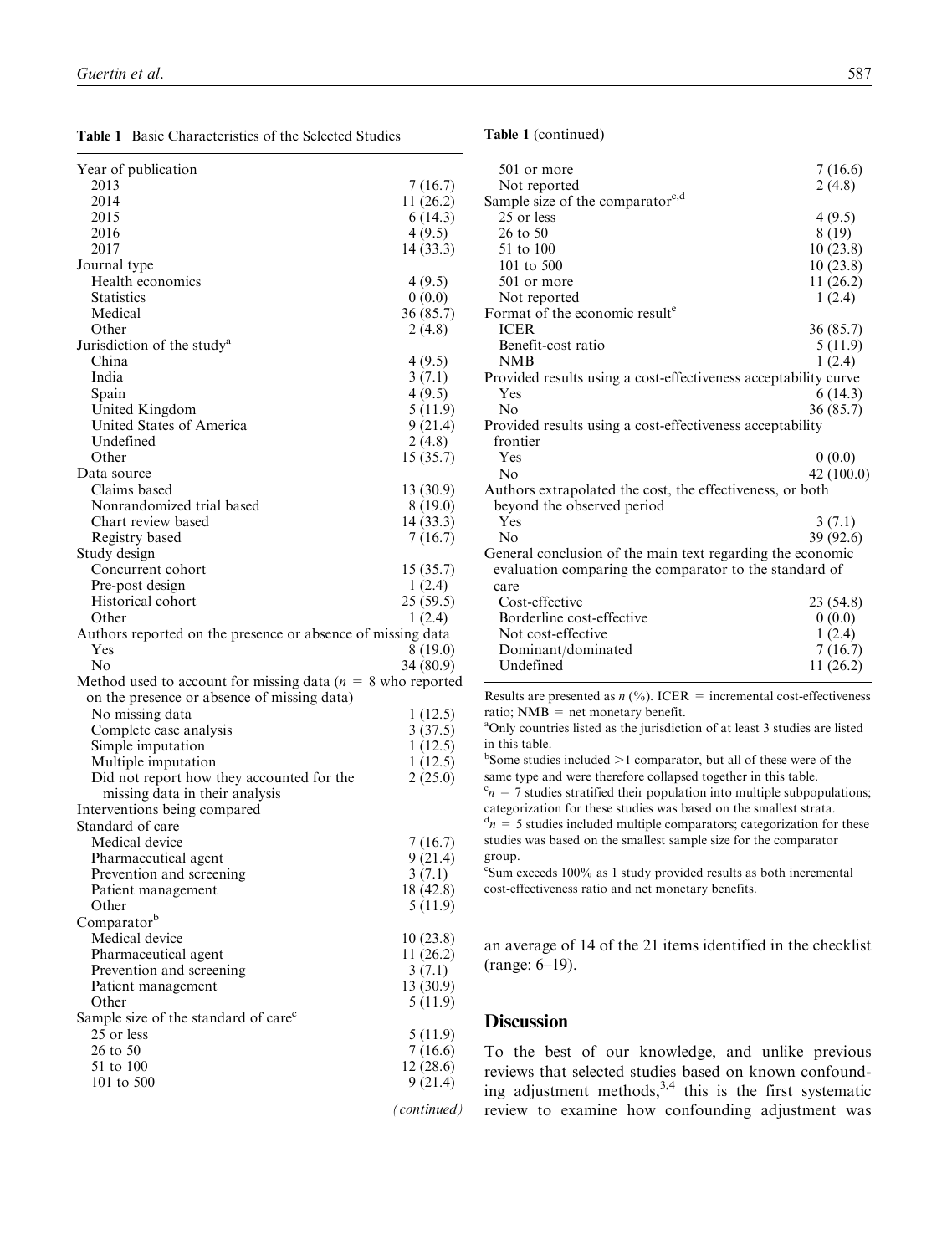**Table 1** Basic Characteristics of the Selected Studies

| | |
|---|---|
| Year of publication | |
| 2013 | 7 (16.7) |
| 2014 | 11 (26.2) |
| 2015 | 6 (14.3) |
| 2016 | 4 (9.5) |
| 2017 | 14 (33.3) |
| Journal type | |
| Health economics | 4 (9.5) |
| Statistics | 0 (0.0) |
| Medical | 36 (85.7) |
| Other | 2 (4.8) |
| Jurisdiction of the study[a] | |
| China | 4 (9.5) |
| India | 3 (7.1) |
| Spain | 4 (9.5) |
| United Kingdom | 5 (11.9) |
| United States of America | 9 (21.4) |
| Undefined | 2 (4.8) |
| Other | 15 (35.7) |
| Data source | |
| Claims based | 13 (30.9) |
| Nonrandomized trial based | 8 (19.0) |
| Chart review based | 14 (33.3) |
| Registry based | 7 (16.7) |
| Study design | |
| Concurrent cohort | 15 (35.7) |
| Pre-post design | 1 (2.4) |
| Historical cohort | 25 (59.5) |
| Other | 1 (2.4) |
| Authors reported on the presence or absence of missing data | |
| Yes | 8 (19.0) |
| No | 34 (80.9) |
| Method used to account for missing data ($n$ = 8 who reported on the presence or absence of missing data) | |
| No missing data | 1 (12.5) |
| Complete case analysis | 3 (37.5) |
| Simple imputation | 1 (12.5) |
| Multiple imputation | 1 (12.5) |
| Did not report how they accounted for the missing data in their analysis | 2 (25.0) |
| Interventions being compared | |
| Standard of care | |
| Medical device | 7 (16.7) |
| Pharmaceutical agent | 9 (21.4) |
| Prevention and screening | 3 (7.1) |
| Patient management | 18 (42.8) |
| Other | 5 (11.9) |
| Comparator[b] | |
| Medical device | 10 (23.8) |
| Pharmaceutical agent | 11 (26.2) |
| Prevention and screening | 3 (7.1) |
| Patient management | 13 (30.9) |
| Other | 5 (11.9) |
| Sample size of the standard of care[c] | |
| 25 or less | 5 (11.9) |
| 26 to 50 | 7 (16.6) |
| 51 to 100 | 12 (28.6) |
| 101 to 500 | 9 (21.4) |
| 501 or more | 7 (16.6) |
| Not reported | 2 (4.8) |
| Sample size of the comparator[c,d] | |
| 25 or less | 4 (9.5) |
| 26 to 50 | 8 (19) |
| 51 to 100 | 10 (23.8) |
| 101 to 500 | 10 (23.8) |
| 501 or more | 11 (26.2) |
| Not reported | 1 (2.4) |
| Format of the economic result[e] | |
| ICER | 36 (85.7) |
| Benefit-cost ratio | 5 (11.9) |
| NMB | 1 (2.4) |
| Provided results using a cost-effectiveness acceptability curve | |
| Yes | 6 (14.3) |
| No | 36 (85.7) |
| Provided results using a cost-effectiveness acceptability frontier | |
| Yes | 0 (0.0) |
| No | 42 (100.0) |
| Authors extrapolated the cost, the effectiveness, or both beyond the observed period | |
| Yes | 3 (7.1) |
| No | 39 (92.6) |
| General conclusion of the main text regarding the economic evaluation comparing the comparator to the standard of care | |
| Cost-effective | 23 (54.8) |
| Borderline cost-effective | 0 (0.0) |
| Not cost-effective | 1 (2.4) |
| Dominant/dominated | 7 (16.7) |
| Undefined | 11 (26.2) |

Results are presented as $n$ (%). ICER = incremental cost-effectiveness ratio; NMB = net monetary benefit.
[a]Only countries listed as the jurisdiction of at least 3 studies are listed in this table.
[b]Some studies included >1 comparator, but all of these were of the same type and were therefore collapsed together in this table.
[c]$n$ = 7 studies stratified their population into multiple subpopulations; categorization for these studies was based on the smallest strata.
[d]$n$ = 5 studies included multiple comparators; categorization for these studies was based on the smallest sample size for the comparator group.
[e]Sum exceeds 100% as 1 study provided results as both incremental cost-effectiveness ratio and net monetary benefits.

an average of 14 of the 21 items identified in the checklist (range: 6–19).

## Discussion

To the best of our knowledge, and unlike previous reviews that selected studies based on known confounding adjustment methods,[3,4] this is the first systematic review to examine how confounding adjustment was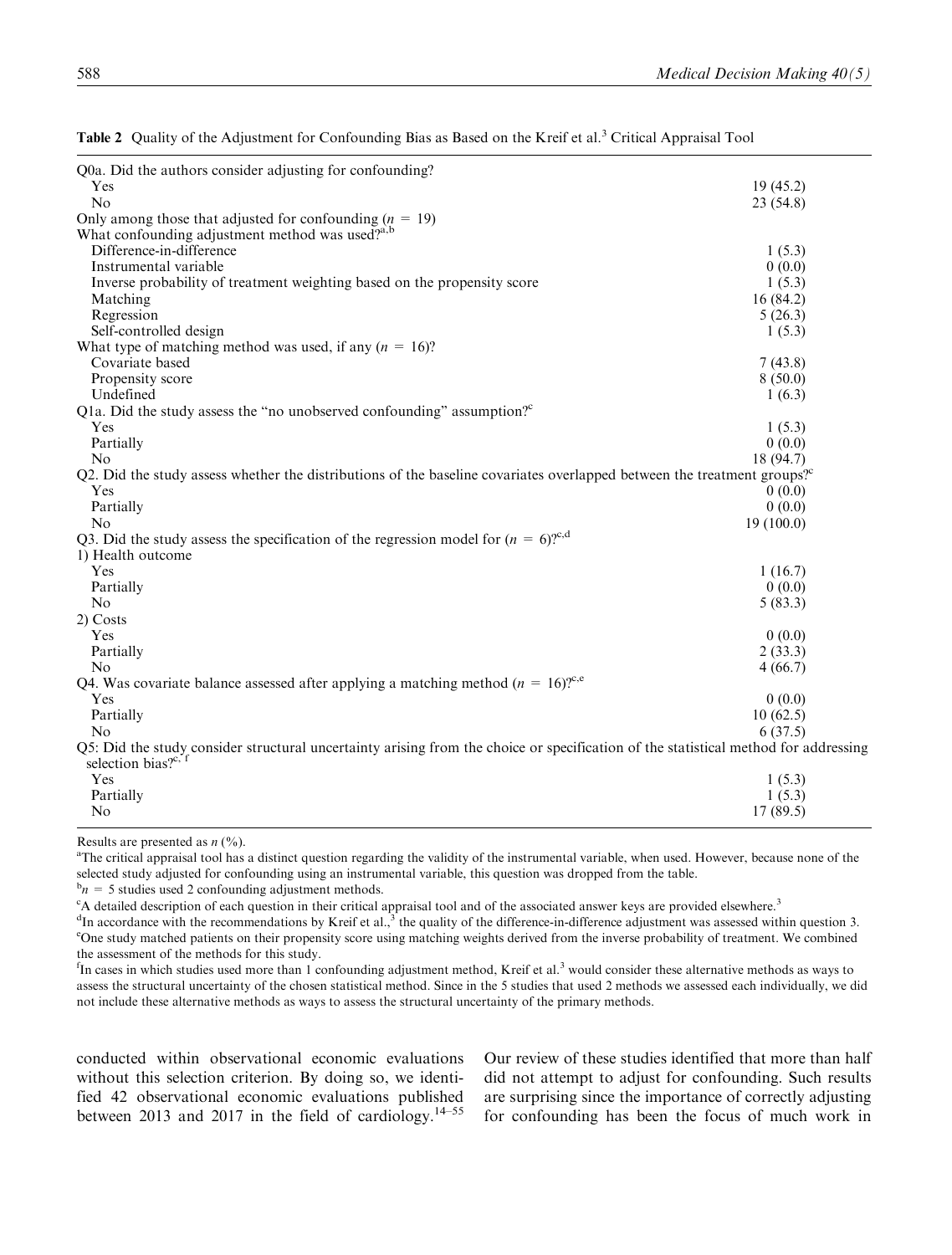**Table 2** Quality of the Adjustment for Confounding Bias as Based on the Kreif et al.[3] Critical Appraisal Tool

| | |
|---|---|
| Q0a. Did the authors consider adjusting for confounding? | |
| Yes | 19 (45.2) |
| No | 23 (54.8) |
| Only among those that adjusted for confounding ($n$ = 19) | |
| What confounding adjustment method was used?[a,b] | |
| Difference-in-difference | 1 (5.3) |
| Instrumental variable | 0 (0.0) |
| Inverse probability of treatment weighting based on the propensity score | 1 (5.3) |
| Matching | 16 (84.2) |
| Regression | 5 (26.3) |
| Self-controlled design | 1 (5.3) |
| What type of matching method was used, if any ($n$ = 16)? | |
| Covariate based | 7 (43.8) |
| Propensity score | 8 (50.0) |
| Undefined | 1 (6.3) |
| Q1a. Did the study assess the "no unobserved confounding" assumption?[c] | |
| Yes | 1 (5.3) |
| Partially | 0 (0.0) |
| No | 18 (94.7) |
| Q2. Did the study assess whether the distributions of the baseline covariates overlapped between the treatment groups?[c] | |
| Yes | 0 (0.0) |
| Partially | 0 (0.0) |
| No | 19 (100.0) |
| Q3. Did the study assess the specification of the regression model for ($n$ = 6)?[c,d] | |
| 1) Health outcome | |
| Yes | 1 (16.7) |
| Partially | 0 (0.0) |
| No | 5 (83.3) |
| 2) Costs | |
| Yes | 0 (0.0) |
| Partially | 2 (33.3) |
| No | 4 (66.7) |
| Q4. Was covariate balance assessed after applying a matching method ($n$ = 16)?[c,e] | |
| Yes | 0 (0.0) |
| Partially | 10 (62.5) |
| No | 6 (37.5) |
| Q5: Did the study consider structural uncertainty arising from the choice or specification of the statistical method for addressing selection bias?[c, f] | |
| Yes | 1 (5.3) |
| Partially | 1 (5.3) |
| No | 17 (89.5) |

Results are presented as $n$ (%).

[a]The critical appraisal tool has a distinct question regarding the validity of the instrumental variable, when used. However, because none of the selected study adjusted for confounding using an instrumental variable, this question was dropped from the table.

[b]$n$ = 5 studies used 2 confounding adjustment methods.

[c]A detailed description of each question in their critical appraisal tool and of the associated answer keys are provided elsewhere.[3]

[d]In accordance with the recommendations by Kreif et al.,[3] the quality of the difference-in-difference adjustment was assessed within question 3.

[e]One study matched patients on their propensity score using matching weights derived from the inverse probability of treatment. We combined the assessment of the methods for this study.

[f]In cases in which studies used more than 1 confounding adjustment method, Kreif et al.[3] would consider these alternative methods as ways to assess the structural uncertainty of the chosen statistical method. Since in the 5 studies that used 2 methods we assessed each individually, we did not include these alternative methods as ways to assess the structural uncertainty of the primary methods.

conducted within observational economic evaluations without this selection criterion. By doing so, we identified 42 observational economic evaluations published between 2013 and 2017 in the field of cardiology.[14–55] Our review of these studies identified that more than half did not attempt to adjust for confounding. Such results are surprising since the importance of correctly adjusting for confounding has been the focus of much work in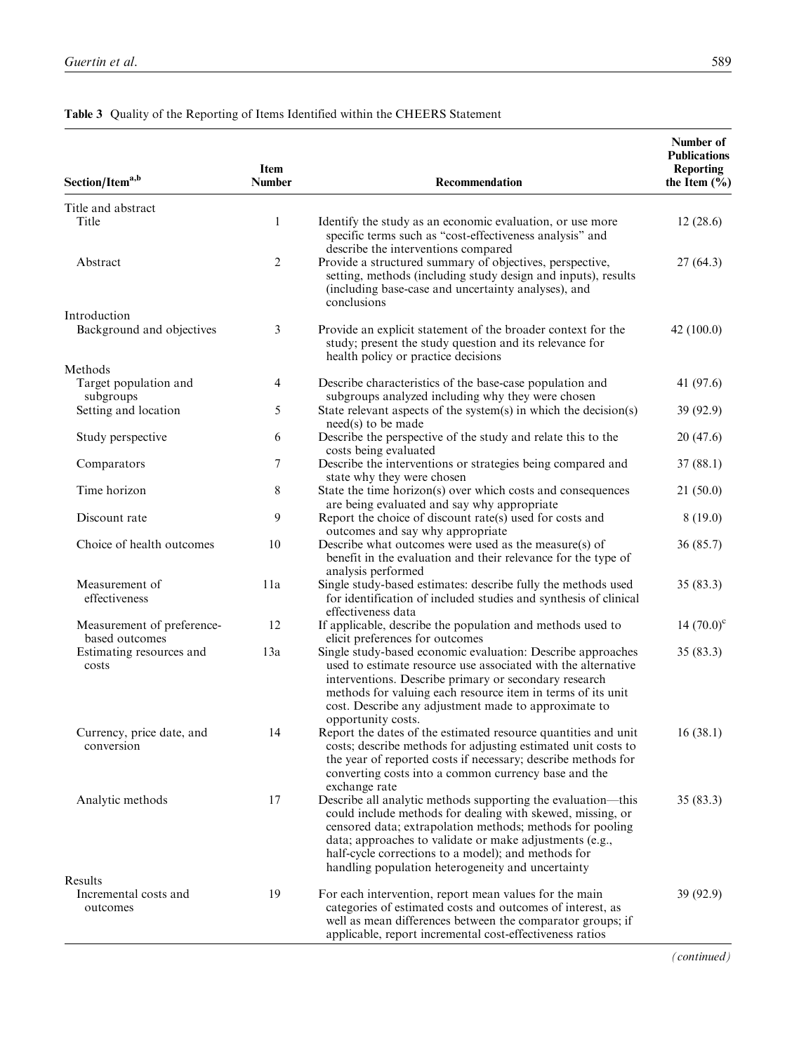**Table 3** Quality of the Reporting of Items Identified within the CHEERS Statement

| Section/Item[a,b] | Item Number | Recommendation | Number of Publications Reporting the Item (%) |
|---|---|---|---|
| Title and abstract | | | |
| Title | 1 | Identify the study as an economic evaluation, or use more specific terms such as "cost-effectiveness analysis" and describe the interventions compared | 12 (28.6) |
| Abstract | 2 | Provide a structured summary of objectives, perspective, setting, methods (including study design and inputs), results (including base-case and uncertainty analyses), and conclusions | 27 (64.3) |
| Introduction | | | |
| Background and objectives | 3 | Provide an explicit statement of the broader context for the study; present the study question and its relevance for health policy or practice decisions | 42 (100.0) |
| Methods | | | |
| Target population and subgroups | 4 | Describe characteristics of the base-case population and subgroups analyzed including why they were chosen | 41 (97.6) |
| Setting and location | 5 | State relevant aspects of the system(s) in which the decision(s) need(s) to be made | 39 (92.9) |
| Study perspective | 6 | Describe the perspective of the study and relate this to the costs being evaluated | 20 (47.6) |
| Comparators | 7 | Describe the interventions or strategies being compared and state why they were chosen | 37 (88.1) |
| Time horizon | 8 | State the time horizon(s) over which costs and consequences are being evaluated and say why appropriate | 21 (50.0) |
| Discount rate | 9 | Report the choice of discount rate(s) used for costs and outcomes and say why appropriate | 8 (19.0) |
| Choice of health outcomes | 10 | Describe what outcomes were used as the measure(s) of benefit in the evaluation and their relevance for the type of analysis performed | 36 (85.7) |
| Measurement of effectiveness | 11a | Single study-based estimates: describe fully the methods used for identification of included studies and synthesis of clinical effectiveness data | 35 (83.3) |
| Measurement of preference-based outcomes | 12 | If applicable, describe the population and methods used to elicit preferences for outcomes | 14 (70.0)[c] |
| Estimating resources and costs | 13a | Single study-based economic evaluation: Describe approaches used to estimate resource use associated with the alternative interventions. Describe primary or secondary research methods for valuing each resource item in terms of its unit cost. Describe any adjustment made to approximate to opportunity costs. | 35 (83.3) |
| Currency, price date, and conversion | 14 | Report the dates of the estimated resource quantities and unit costs; describe methods for adjusting estimated unit costs to the year of reported costs if necessary; describe methods for converting costs into a common currency base and the exchange rate | 16 (38.1) |
| Analytic methods | 17 | Describe all analytic methods supporting the evaluation—this could include methods for dealing with skewed, missing, or censored data; extrapolation methods; methods for pooling data; approaches to validate or make adjustments (e.g., half-cycle corrections to a model); and methods for handling population heterogeneity and uncertainty | 35 (83.3) |
| Results | | | |
| Incremental costs and outcomes | 19 | For each intervention, report mean values for the main categories of estimated costs and outcomes of interest, as well as mean differences between the comparator groups; if applicable, report incremental cost-effectiveness ratios | 39 (92.9) |

*(continued)*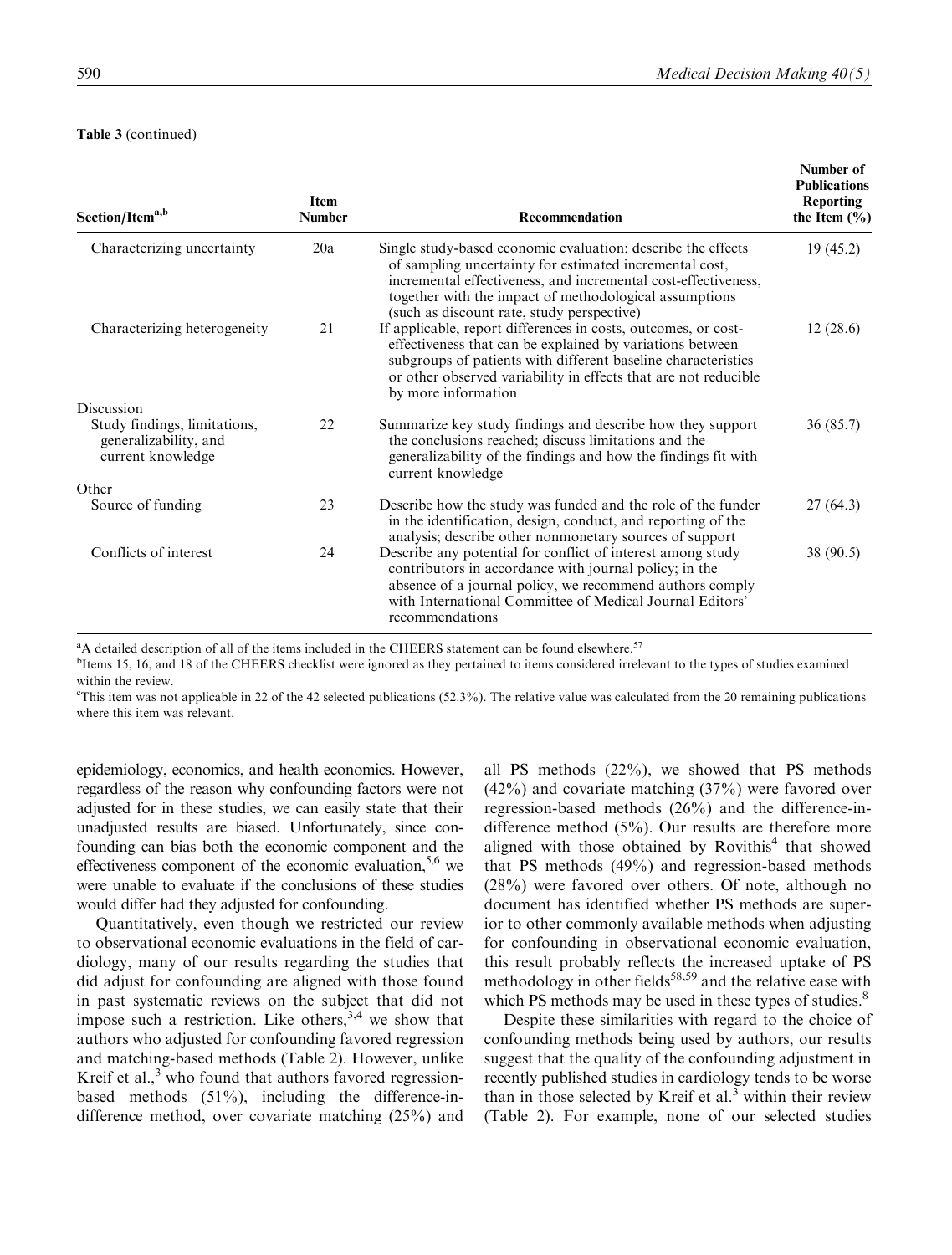**Table 3** (continued)

| Section/Item[a,b] | Item Number | Recommendation | Number of Publications Reporting the Item (%) |
|---|---|---|---|
| Characterizing uncertainty | 20a | Single study-based economic evaluation: describe the effects of sampling uncertainty for estimated incremental cost, incremental effectiveness, and incremental cost-effectiveness, together with the impact of methodological assumptions (such as discount rate, study perspective) | 19 (45.2) |
| Characterizing heterogeneity | 21 | If applicable, report differences in costs, outcomes, or cost-effectiveness that can be explained by variations between subgroups of patients with different baseline characteristics or other observed variability in effects that are not reducible by more information | 12 (28.6) |
| Discussion | | | |
| Study findings, limitations, generalizability, and current knowledge | 22 | Summarize key study findings and describe how they support the conclusions reached; discuss limitations and the generalizability of the findings and how the findings fit with current knowledge | 36 (85.7) |
| Other | | | |
| Source of funding | 23 | Describe how the study was funded and the role of the funder in the identification, design, conduct, and reporting of the analysis; describe other nonmonetary sources of support | 27 (64.3) |
| Conflicts of interest | 24 | Describe any potential for conflict of interest among study contributors in accordance with journal policy; in the absence of a journal policy, we recommend authors comply with International Committee of Medical Journal Editors' recommendations | 38 (90.5) |

[a]A detailed description of all of the items included in the CHEERS statement can be found elsewhere.[57]

[b]Items 15, 16, and 18 of the CHEERS checklist were ignored as they pertained to items considered irrelevant to the types of studies examined within the review.

[c]This item was not applicable in 22 of the 42 selected publications (52.3%). The relative value was calculated from the 20 remaining publications where this item was relevant.

epidemiology, economics, and health economics. However, regardless of the reason why confounding factors were not adjusted for in these studies, we can easily state that their unadjusted results are biased. Unfortunately, since confounding can bias both the economic component and the effectiveness component of the economic evaluation,[5,6] we were unable to evaluate if the conclusions of these studies would differ had they adjusted for confounding.

Quantitatively, even though we restricted our review to observational economic evaluations in the field of cardiology, many of our results regarding the studies that did adjust for confounding are aligned with those found in past systematic reviews on the subject that did not impose such a restriction. Like others,[3,4] we show that authors who adjusted for confounding favored regression and matching-based methods (Table 2). However, unlike Kreif et al.,[3] who found that authors favored regression-based methods (51%), including the difference-in-difference method, over covariate matching (25%) and all PS methods (22%), we showed that PS methods (42%) and covariate matching (37%) were favored over regression-based methods (26%) and the difference-in-difference method (5%). Our results are therefore more aligned with those obtained by Rovithis[4] that showed that PS methods (49%) and regression-based methods (28%) were favored over others. Of note, although no document has identified whether PS methods are superior to other commonly available methods when adjusting for confounding in observational economic evaluation, this result probably reflects the increased uptake of PS methodology in other fields[58,59] and the relative ease with which PS methods may be used in these types of studies.[8]

Despite these similarities with regard to the choice of confounding methods being used by authors, our results suggest that the quality of the confounding adjustment in recently published studies in cardiology tends to be worse than in those selected by Kreif et al.[3] within their review (Table 2). For example, none of our selected studies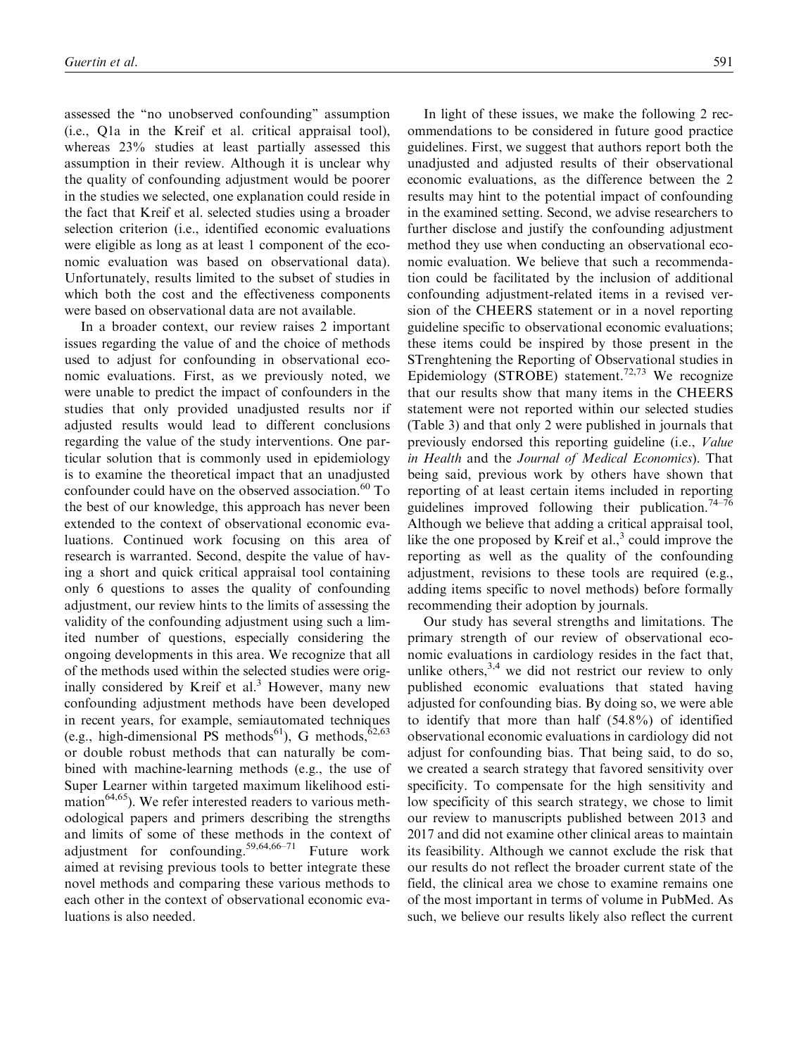assessed the "no unobserved confounding" assumption (i.e., Q1a in the Kreif et al. critical appraisal tool), whereas 23% studies at least partially assessed this assumption in their review. Although it is unclear why the quality of confounding adjustment would be poorer in the studies we selected, one explanation could reside in the fact that Kreif et al. selected studies using a broader selection criterion (i.e., identified economic evaluations were eligible as long as at least 1 component of the economic evaluation was based on observational data). Unfortunately, results limited to the subset of studies in which both the cost and the effectiveness components were based on observational data are not available.

In a broader context, our review raises 2 important issues regarding the value of and the choice of methods used to adjust for confounding in observational economic evaluations. First, as we previously noted, we were unable to predict the impact of confounders in the studies that only provided unadjusted results nor if adjusted results would lead to different conclusions regarding the value of the study interventions. One particular solution that is commonly used in epidemiology is to examine the theoretical impact that an unadjusted confounder could have on the observed association.[60] To the best of our knowledge, this approach has never been extended to the context of observational economic evaluations. Continued work focusing on this area of research is warranted. Second, despite the value of having a short and quick critical appraisal tool containing only 6 questions to asses the quality of confounding adjustment, our review hints to the limits of assessing the validity of the confounding adjustment using such a limited number of questions, especially considering the ongoing developments in this area. We recognize that all of the methods used within the selected studies were originally considered by Kreif et al.[3] However, many new confounding adjustment methods have been developed in recent years, for example, semiautomated techniques (e.g., high-dimensional PS methods[61]), G methods,[62,63] or double robust methods that can naturally be combined with machine-learning methods (e.g., the use of Super Learner within targeted maximum likelihood estimation[64,65]). We refer interested readers to various methodological papers and primers describing the strengths and limits of some of these methods in the context of adjustment for confounding.[59,64,66–71] Future work aimed at revising previous tools to better integrate these novel methods and comparing these various methods to each other in the context of observational economic evaluations is also needed.

In light of these issues, we make the following 2 recommendations to be considered in future good practice guidelines. First, we suggest that authors report both the unadjusted and adjusted results of their observational economic evaluations, as the difference between the 2 results may hint to the potential impact of confounding in the examined setting. Second, we advise researchers to further disclose and justify the confounding adjustment method they use when conducting an observational economic evaluation. We believe that such a recommendation could be facilitated by the inclusion of additional confounding adjustment-related items in a revised version of the CHEERS statement or in a novel reporting guideline specific to observational economic evaluations; these items could be inspired by those present in the STrenghtening the Reporting of Observational studies in Epidemiology (STROBE) statement.[72,73] We recognize that our results show that many items in the CHEERS statement were not reported within our selected studies (Table 3) and that only 2 were published in journals that previously endorsed this reporting guideline (i.e., *Value in Health* and the *Journal of Medical Economics*). That being said, previous work by others have shown that reporting of at least certain items included in reporting guidelines improved following their publication.[74–76] Although we believe that adding a critical appraisal tool, like the one proposed by Kreif et al.,[3] could improve the reporting as well as the quality of the confounding adjustment, revisions to these tools are required (e.g., adding items specific to novel methods) before formally recommending their adoption by journals.

Our study has several strengths and limitations. The primary strength of our review of observational economic evaluations in cardiology resides in the fact that, unlike others,[3,4] we did not restrict our review to only published economic evaluations that stated having adjusted for confounding bias. By doing so, we were able to identify that more than half (54.8%) of identified observational economic evaluations in cardiology did not adjust for confounding bias. That being said, to do so, we created a search strategy that favored sensitivity over specificity. To compensate for the high sensitivity and low specificity of this search strategy, we chose to limit our review to manuscripts published between 2013 and 2017 and did not examine other clinical areas to maintain its feasibility. Although we cannot exclude the risk that our results do not reflect the broader current state of the field, the clinical area we chose to examine remains one of the most important in terms of volume in PubMed. As such, we believe our results likely also reflect the current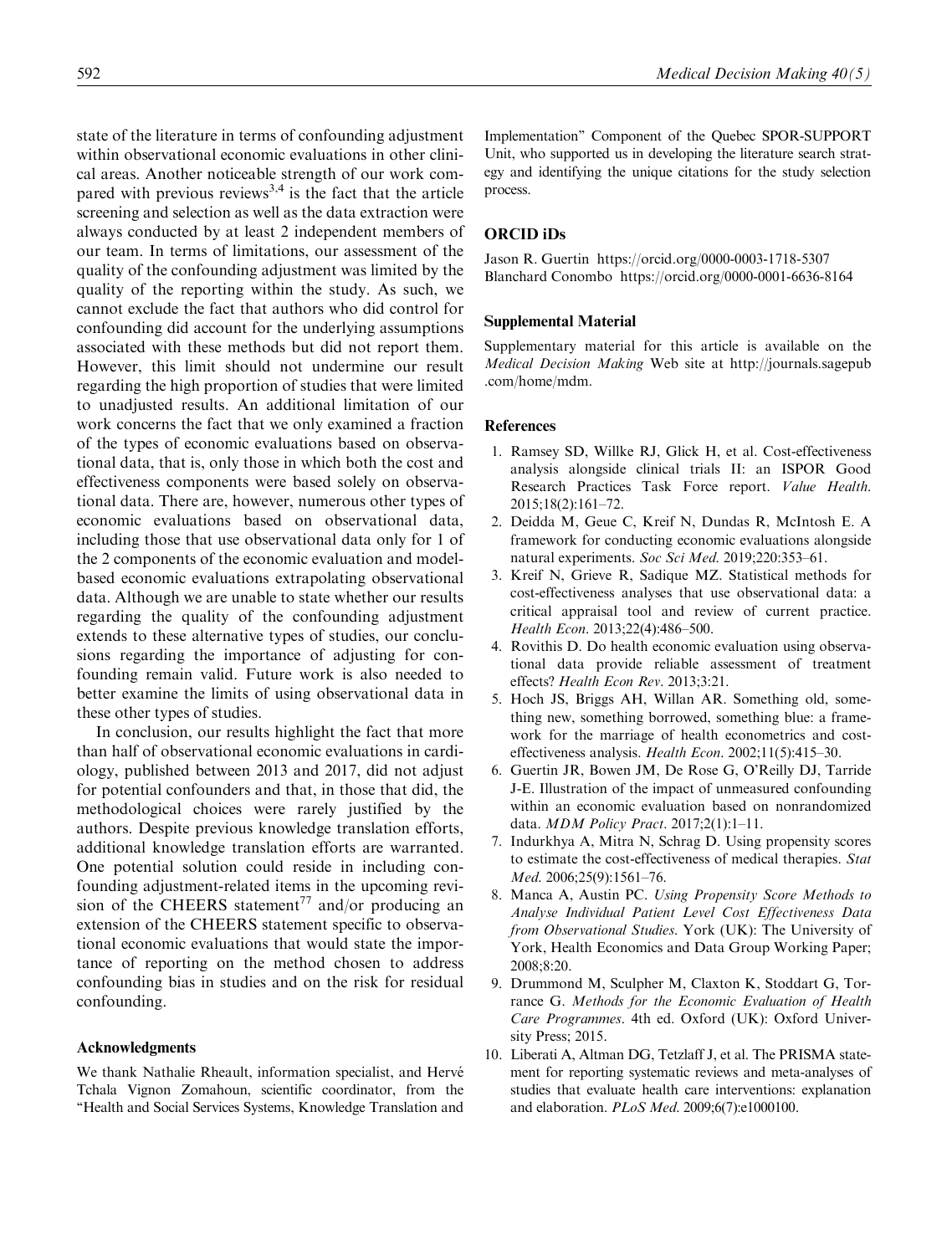state of the literature in terms of confounding adjustment within observational economic evaluations in other clinical areas. Another noticeable strength of our work compared with previous reviews[3,4] is the fact that the article screening and selection as well as the data extraction were always conducted by at least 2 independent members of our team. In terms of limitations, our assessment of the quality of the confounding adjustment was limited by the quality of the reporting within the study. As such, we cannot exclude the fact that authors who did control for confounding did account for the underlying assumptions associated with these methods but did not report them. However, this limit should not undermine our result regarding the high proportion of studies that were limited to unadjusted results. An additional limitation of our work concerns the fact that we only examined a fraction of the types of economic evaluations based on observational data, that is, only those in which both the cost and effectiveness components were based solely on observational data. There are, however, numerous other types of economic evaluations based on observational data, including those that use observational data only for 1 of the 2 components of the economic evaluation and model-based economic evaluations extrapolating observational data. Although we are unable to state whether our results regarding the quality of the confounding adjustment extends to these alternative types of studies, our conclusions regarding the importance of adjusting for confounding remain valid. Future work is also needed to better examine the limits of using observational data in these other types of studies.

In conclusion, our results highlight the fact that more than half of observational economic evaluations in cardiology, published between 2013 and 2017, did not adjust for potential confounders and that, in those that did, the methodological choices were rarely justified by the authors. Despite previous knowledge translation efforts, additional knowledge translation efforts are warranted. One potential solution could reside in including confounding adjustment-related items in the upcoming revision of the CHEERS statement[77] and/or producing an extension of the CHEERS statement specific to observational economic evaluations that would state the importance of reporting on the method chosen to address confounding bias in studies and on the risk for residual confounding.

## Acknowledgments

We thank Nathalie Rheault, information specialist, and Hervé Tchala Vignon Zomahoun, scientific coordinator, from the "Health and Social Services Systems, Knowledge Translation and Implementation" Component of the Quebec SPOR-SUPPORT Unit, who supported us in developing the literature search strategy and identifying the unique citations for the study selection process.

## ORCID iDs

Jason R. Guertin https://orcid.org/0000-0003-1718-5307
Blanchard Conombo https://orcid.org/0000-0001-6636-8164

## Supplemental Material

Supplementary material for this article is available on the *Medical Decision Making* Web site at http://journals.sagepub.com/home/mdm.

## References

1. Ramsey SD, Willke RJ, Glick H, et al. Cost-effectiveness analysis alongside clinical trials II: an ISPOR Good Research Practices Task Force report. *Value Health*. 2015;18(2):161–72.
2. Deidda M, Geue C, Kreif N, Dundas R, McIntosh E. A framework for conducting economic evaluations alongside natural experiments. *Soc Sci Med*. 2019;220:353–61.
3. Kreif N, Grieve R, Sadique MZ. Statistical methods for cost-effectiveness analyses that use observational data: a critical appraisal tool and review of current practice. *Health Econ*. 2013;22(4):486–500.
4. Rovithis D. Do health economic evaluation using observational data provide reliable assessment of treatment effects? *Health Econ Rev*. 2013;3:21.
5. Hoch JS, Briggs AH, Willan AR. Something old, something new, something borrowed, something blue: a framework for the marriage of health econometrics and cost-effectiveness analysis. *Health Econ*. 2002;11(5):415–30.
6. Guertin JR, Bowen JM, De Rose G, O'Reilly DJ, Tarride J-E. Illustration of the impact of unmeasured confounding within an economic evaluation based on nonrandomized data. *MDM Policy Pract*. 2017;2(1):1–11.
7. Indurkhya A, Mitra N, Schrag D. Using propensity scores to estimate the cost-effectiveness of medical therapies. *Stat Med*. 2006;25(9):1561–76.
8. Manca A, Austin PC. *Using Propensity Score Methods to Analyse Individual Patient Level Cost Effectiveness Data from Observational Studies*. York (UK): The University of York, Health Economics and Data Group Working Paper; 2008;8:20.
9. Drummond M, Sculpher M, Claxton K, Stoddart G, Torrance G. *Methods for the Economic Evaluation of Health Care Programmes*. 4th ed. Oxford (UK): Oxford University Press; 2015.
10. Liberati A, Altman DG, Tetzlaff J, et al. The PRISMA statement for reporting systematic reviews and meta-analyses of studies that evaluate health care interventions: explanation and elaboration. *PLoS Med*. 2009;6(7):e1000100.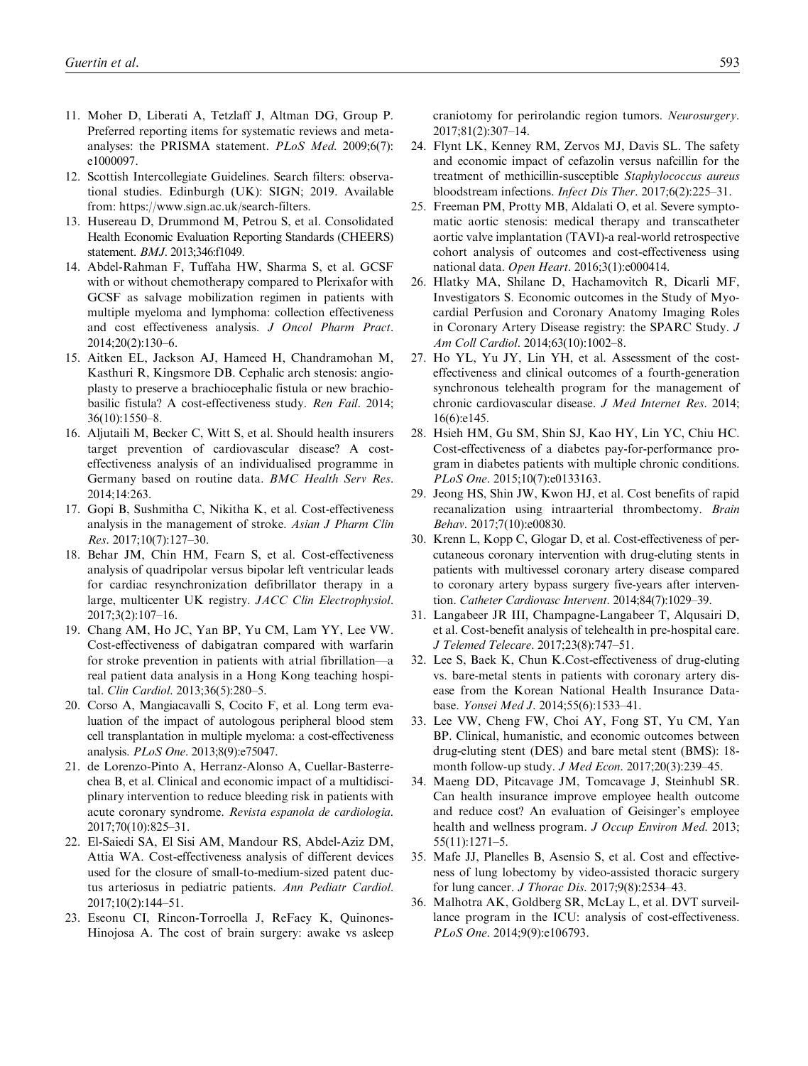11. Moher D, Liberati A, Tetzlaff J, Altman DG, Group P. Preferred reporting items for systematic reviews and meta-analyses: the PRISMA statement. *PLoS Med*. 2009;6(7): e1000097.
12. Scottish Intercollegiate Guidelines. Search filters: observational studies. Edinburgh (UK): SIGN; 2019. Available from: https://www.sign.ac.uk/search-filters.
13. Husereau D, Drummond M, Petrou S, et al. Consolidated Health Economic Evaluation Reporting Standards (CHEERS) statement. *BMJ*. 2013;346:f1049.
14. Abdel-Rahman F, Tuffaha HW, Sharma S, et al. GCSF with or without chemotherapy compared to Plerixafor with GCSF as salvage mobilization regimen in patients with multiple myeloma and lymphoma: collection effectiveness and cost effectiveness analysis. *J Oncol Pharm Pract*. 2014;20(2):130–6.
15. Aitken EL, Jackson AJ, Hameed H, Chandramohan M, Kasthuri R, Kingsmore DB. Cephalic arch stenosis: angioplasty to preserve a brachiocephalic fistula or new brachiobasilic fistula? A cost-effectiveness study. *Ren Fail*. 2014; 36(10):1550–8.
16. Aljutaili M, Becker C, Witt S, et al. Should health insurers target prevention of cardiovascular disease? A cost-effectiveness analysis of an individualised programme in Germany based on routine data. *BMC Health Serv Res*. 2014;14:263.
17. Gopi B, Sushmitha C, Nikitha K, et al. Cost-effectiveness analysis in the management of stroke. *Asian J Pharm Clin Res*. 2017;10(7):127–30.
18. Behar JM, Chin HM, Fearn S, et al. Cost-effectiveness analysis of quadripolar versus bipolar left ventricular leads for cardiac resynchronization defibrillator therapy in a large, multicenter UK registry. *JACC Clin Electrophysiol*. 2017;3(2):107–16.
19. Chang AM, Ho JC, Yan BP, Yu CM, Lam YY, Lee VW. Cost-effectiveness of dabigatran compared with warfarin for stroke prevention in patients with atrial fibrillation—a real patient data analysis in a Hong Kong teaching hospital. *Clin Cardiol*. 2013;36(5):280–5.
20. Corso A, Mangiacavalli S, Cocito F, et al. Long term evaluation of the impact of autologous peripheral blood stem cell transplantation in multiple myeloma: a cost-effectiveness analysis. *PLoS One*. 2013;8(9):e75047.
21. de Lorenzo-Pinto A, Herranz-Alonso A, Cuellar-Basterrechea B, et al. Clinical and economic impact of a multidisciplinary intervention to reduce bleeding risk in patients with acute coronary syndrome. *Revista espanola de cardiologia*. 2017;70(10):825–31.
22. El-Saiedi SA, El Sisi AM, Mandour RS, Abdel-Aziz DM, Attia WA. Cost-effectiveness analysis of different devices used for the closure of small-to-medium-sized patent ductus arteriosus in pediatric patients. *Ann Pediatr Cardiol*. 2017;10(2):144–51.
23. Eseonu CI, Rincon-Torroella J, ReFaey K, Quinones-Hinojosa A. The cost of brain surgery: awake vs asleep craniotomy for perirolandic region tumors. *Neurosurgery*. 2017;81(2):307–14.
24. Flynt LK, Kenney RM, Zervos MJ, Davis SL. The safety and economic impact of cefazolin versus nafcillin for the treatment of methicillin-susceptible *Staphylococcus aureus* bloodstream infections. *Infect Dis Ther*. 2017;6(2):225–31.
25. Freeman PM, Protty MB, Aldalati O, et al. Severe symptomatic aortic stenosis: medical therapy and transcatheter aortic valve implantation (TAVI)-a real-world retrospective cohort analysis of outcomes and cost-effectiveness using national data. *Open Heart*. 2016;3(1):e000414.
26. Hlatky MA, Shilane D, Hachamovitch R, Dicarli MF, Investigators S. Economic outcomes in the Study of Myocardial Perfusion and Coronary Anatomy Imaging Roles in Coronary Artery Disease registry: the SPARC Study. *J Am Coll Cardiol*. 2014;63(10):1002–8.
27. Ho YL, Yu JY, Lin YH, et al. Assessment of the cost-effectiveness and clinical outcomes of a fourth-generation synchronous telehealth program for the management of chronic cardiovascular disease. *J Med Internet Res*. 2014; 16(6):e145.
28. Hsieh HM, Gu SM, Shin SJ, Kao HY, Lin YC, Chiu HC. Cost-effectiveness of a diabetes pay-for-performance program in diabetes patients with multiple chronic conditions. *PLoS One*. 2015;10(7):e0133163.
29. Jeong HS, Shin JW, Kwon HJ, et al. Cost benefits of rapid recanalization using intraarterial thrombectomy. *Brain Behav*. 2017;7(10):e00830.
30. Krenn L, Kopp C, Glogar D, et al. Cost-effectiveness of percutaneous coronary intervention with drug-eluting stents in patients with multivessel coronary artery disease compared to coronary artery bypass surgery five-years after intervention. *Catheter Cardiovasc Intervent*. 2014;84(7):1029–39.
31. Langabeer JR III, Champagne-Langabeer T, Alqusairi D, et al. Cost-benefit analysis of telehealth in pre-hospital care. *J Telemed Telecare*. 2017;23(8):747–51.
32. Lee S, Baek K, Chun K.Cost-effectiveness of drug-eluting vs. bare-metal stents in patients with coronary artery disease from the Korean National Health Insurance Database. *Yonsei Med J*. 2014;55(6):1533–41.
33. Lee VW, Cheng FW, Choi AY, Fong ST, Yu CM, Yan BP. Clinical, humanistic, and economic outcomes between drug-eluting stent (DES) and bare metal stent (BMS): 18-month follow-up study. *J Med Econ*. 2017;20(3):239–45.
34. Maeng DD, Pitcavage JM, Tomcavage J, Steinhubl SR. Can health insurance improve employee health outcome and reduce cost? An evaluation of Geisinger's employee health and wellness program. *J Occup Environ Med*. 2013; 55(11):1271–5.
35. Mafe JJ, Planelles B, Asensio S, et al. Cost and effectiveness of lung lobectomy by video-assisted thoracic surgery for lung cancer. *J Thorac Dis*. 2017;9(8):2534–43.
36. Malhotra AK, Goldberg SR, McLay L, et al. DVT surveillance program in the ICU: analysis of cost-effectiveness. *PLoS One*. 2014;9(9):e106793.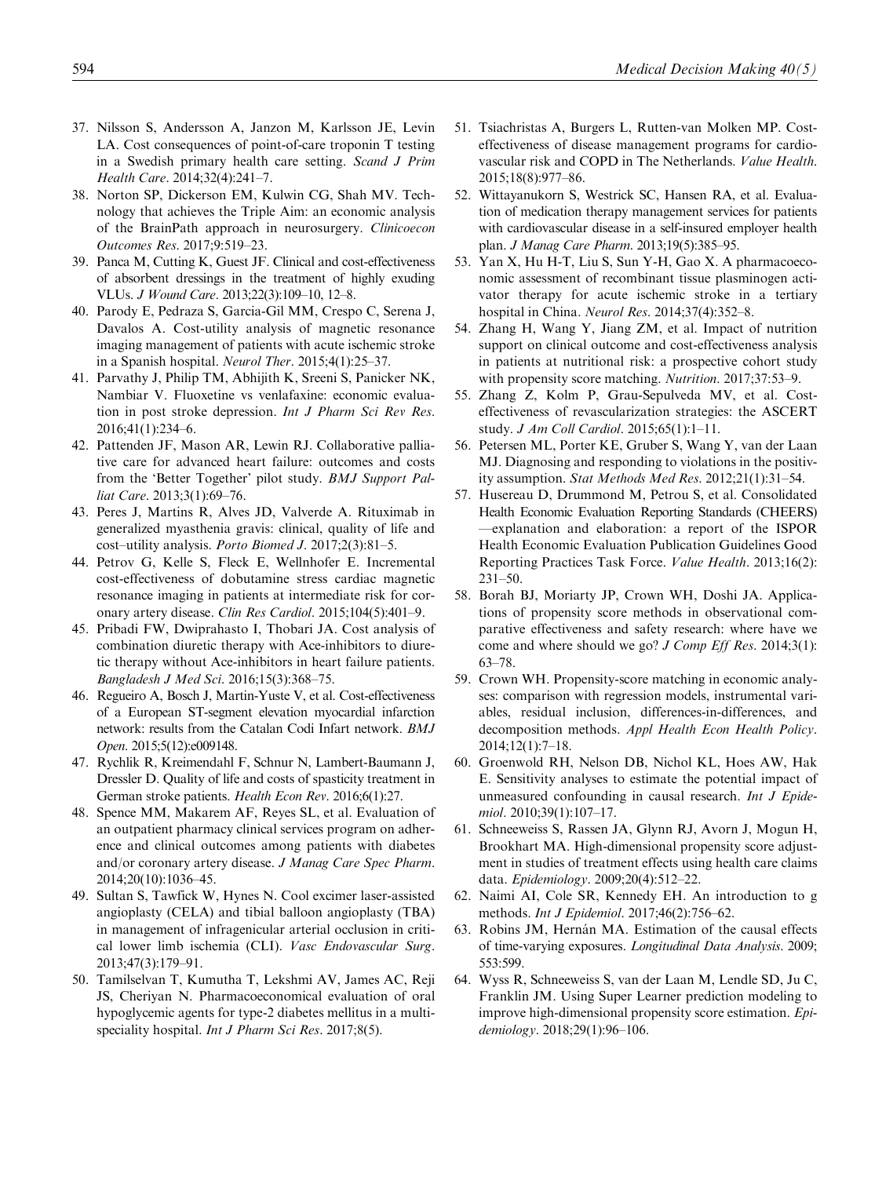37. Nilsson S, Andersson A, Janzon M, Karlsson JE, Levin LA. Cost consequences of point-of-care troponin T testing in a Swedish primary health care setting. *Scand J Prim Health Care*. 2014;32(4):241–7.
38. Norton SP, Dickerson EM, Kulwin CG, Shah MV. Technology that achieves the Triple Aim: an economic analysis of the BrainPath approach in neurosurgery. *Clinicoecon Outcomes Res*. 2017;9:519–23.
39. Panca M, Cutting K, Guest JF. Clinical and cost-effectiveness of absorbent dressings in the treatment of highly exuding VLUs. *J Wound Care*. 2013;22(3):109–10, 12–8.
40. Parody E, Pedraza S, Garcia-Gil MM, Crespo C, Serena J, Davalos A. Cost-utility analysis of magnetic resonance imaging management of patients with acute ischemic stroke in a Spanish hospital. *Neurol Ther*. 2015;4(1):25–37.
41. Parvathy J, Philip TM, Abhijith K, Sreeni S, Panicker NK, Nambiar V. Fluoxetine vs venlafaxine: economic evaluation in post stroke depression. *Int J Pharm Sci Rev Res*. 2016;41(1):234–6.
42. Pattenden JF, Mason AR, Lewin RJ. Collaborative palliative care for advanced heart failure: outcomes and costs from the 'Better Together' pilot study. *BMJ Support Palliat Care*. 2013;3(1):69–76.
43. Peres J, Martins R, Alves JD, Valverde A. Rituximab in generalized myasthenia gravis: clinical, quality of life and cost–utility analysis. *Porto Biomed J*. 2017;2(3):81–5.
44. Petrov G, Kelle S, Fleck E, Wellnhofer E. Incremental cost-effectiveness of dobutamine stress cardiac magnetic resonance imaging in patients at intermediate risk for coronary artery disease. *Clin Res Cardiol*. 2015;104(5):401–9.
45. Pribadi FW, Dwiprahasto I, Thobari JA. Cost analysis of combination diuretic therapy with Ace-inhibitors to diuretic therapy without Ace-inhibitors in heart failure patients. *Bangladesh J Med Sci*. 2016;15(3):368–75.
46. Regueiro A, Bosch J, Martin-Yuste V, et al. Cost-effectiveness of a European ST-segment elevation myocardial infarction network: results from the Catalan Codi Infart network. *BMJ Open*. 2015;5(12):e009148.
47. Rychlik R, Kreimendahl F, Schnur N, Lambert-Baumann J, Dressler D. Quality of life and costs of spasticity treatment in German stroke patients. *Health Econ Rev*. 2016;6(1):27.
48. Spence MM, Makarem AF, Reyes SL, et al. Evaluation of an outpatient pharmacy clinical services program on adherence and clinical outcomes among patients with diabetes and/or coronary artery disease. *J Manag Care Spec Pharm*. 2014;20(10):1036–45.
49. Sultan S, Tawfick W, Hynes N. Cool excimer laser-assisted angioplasty (CELA) and tibial balloon angioplasty (TBA) in management of infragenicular arterial occlusion in critical lower limb ischemia (CLI). *Vasc Endovascular Surg*. 2013;47(3):179–91.
50. Tamilselvan T, Kumutha T, Lekshmi AV, James AC, Reji JS, Cheriyan N. Pharmacoeconomical evaluation of oral hypoglycemic agents for type-2 diabetes mellitus in a multispeciality hospital. *Int J Pharm Sci Res*. 2017;8(5).
51. Tsiachristas A, Burgers L, Rutten-van Molken MP. Cost-effectiveness of disease management programs for cardiovascular risk and COPD in The Netherlands. *Value Health*. 2015;18(8):977–86.
52. Wittayanukorn S, Westrick SC, Hansen RA, et al. Evaluation of medication therapy management services for patients with cardiovascular disease in a self-insured employer health plan. *J Manag Care Pharm*. 2013;19(5):385–95.
53. Yan X, Hu H-T, Liu S, Sun Y-H, Gao X. A pharmacoeconomic assessment of recombinant tissue plasminogen activator therapy for acute ischemic stroke in a tertiary hospital in China. *Neurol Res*. 2014;37(4):352–8.
54. Zhang H, Wang Y, Jiang ZM, et al. Impact of nutrition support on clinical outcome and cost-effectiveness analysis in patients at nutritional risk: a prospective cohort study with propensity score matching. *Nutrition*. 2017;37:53–9.
55. Zhang Z, Kolm P, Grau-Sepulveda MV, et al. Cost-effectiveness of revascularization strategies: the ASCERT study. *J Am Coll Cardiol*. 2015;65(1):1–11.
56. Petersen ML, Porter KE, Gruber S, Wang Y, van der Laan MJ. Diagnosing and responding to violations in the positivity assumption. *Stat Methods Med Res*. 2012;21(1):31–54.
57. Husereau D, Drummond M, Petrou S, et al. Consolidated Health Economic Evaluation Reporting Standards (CHEERS)—explanation and elaboration: a report of the ISPOR Health Economic Evaluation Publication Guidelines Good Reporting Practices Task Force. *Value Health*. 2013;16(2):231–50.
58. Borah BJ, Moriarty JP, Crown WH, Doshi JA. Applications of propensity score methods in observational comparative effectiveness and safety research: where have we come and where should we go? *J Comp Eff Res*. 2014;3(1):63–78.
59. Crown WH. Propensity-score matching in economic analyses: comparison with regression models, instrumental variables, residual inclusion, differences-in-differences, and decomposition methods. *Appl Health Econ Health Policy*. 2014;12(1):7–18.
60. Groenwold RH, Nelson DB, Nichol KL, Hoes AW, Hak E. Sensitivity analyses to estimate the potential impact of unmeasured confounding in causal research. *Int J Epidemiol*. 2010;39(1):107–17.
61. Schneeweiss S, Rassen JA, Glynn RJ, Avorn J, Mogun H, Brookhart MA. High-dimensional propensity score adjustment in studies of treatment effects using health care claims data. *Epidemiology*. 2009;20(4):512–22.
62. Naimi AI, Cole SR, Kennedy EH. An introduction to g methods. *Int J Epidemiol*. 2017;46(2):756–62.
63. Robins JM, Hernán MA. Estimation of the causal effects of time-varying exposures. *Longitudinal Data Analysis*. 2009;553:599.
64. Wyss R, Schneeweiss S, van der Laan M, Lendle SD, Ju C, Franklin JM. Using Super Learner prediction modeling to improve high-dimensional propensity score estimation. *Epidemiology*. 2018;29(1):96–106.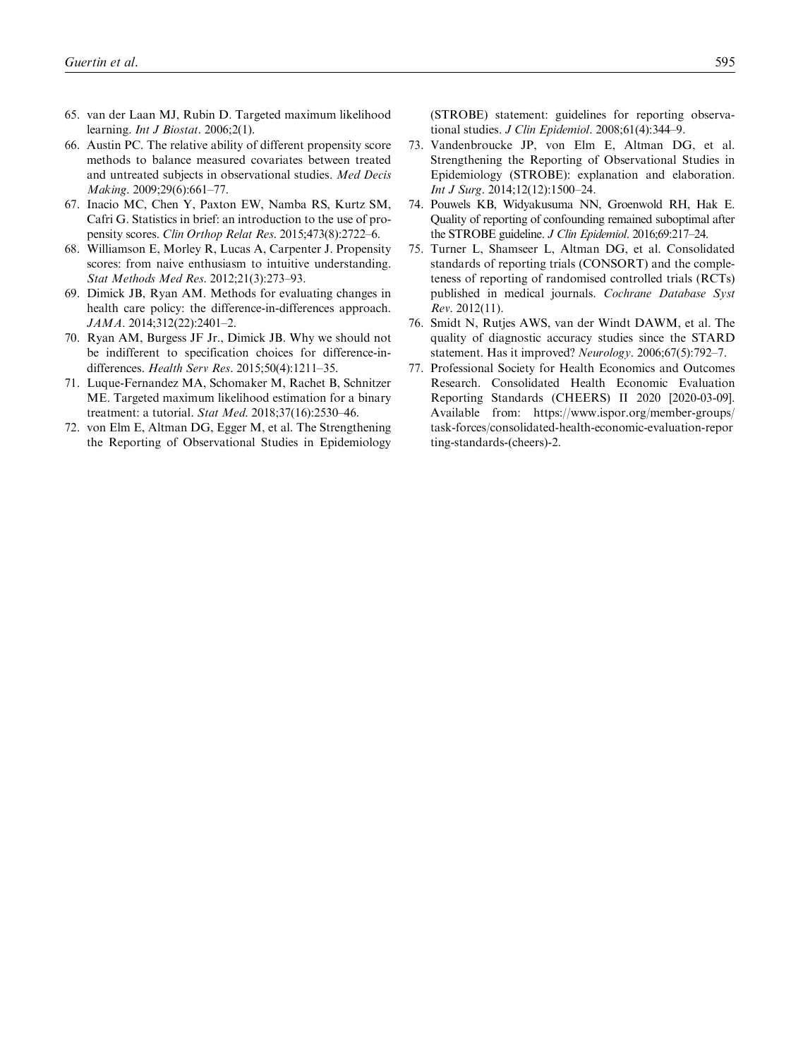65. van der Laan MJ, Rubin D. Targeted maximum likelihood learning. *Int J Biostat*. 2006;2(1).
66. Austin PC. The relative ability of different propensity score methods to balance measured covariates between treated and untreated subjects in observational studies. *Med Decis Making*. 2009;29(6):661–77.
67. Inacio MC, Chen Y, Paxton EW, Namba RS, Kurtz SM, Cafri G. Statistics in brief: an introduction to the use of propensity scores. *Clin Orthop Relat Res*. 2015;473(8):2722–6.
68. Williamson E, Morley R, Lucas A, Carpenter J. Propensity scores: from naive enthusiasm to intuitive understanding. *Stat Methods Med Res*. 2012;21(3):273–93.
69. Dimick JB, Ryan AM. Methods for evaluating changes in health care policy: the difference-in-differences approach. *JAMA*. 2014;312(22):2401–2.
70. Ryan AM, Burgess JF Jr., Dimick JB. Why we should not be indifferent to specification choices for difference-in-differences. *Health Serv Res*. 2015;50(4):1211–35.
71. Luque-Fernandez MA, Schomaker M, Rachet B, Schnitzer ME. Targeted maximum likelihood estimation for a binary treatment: a tutorial. *Stat Med*. 2018;37(16):2530–46.
72. von Elm E, Altman DG, Egger M, et al. The Strengthening the Reporting of Observational Studies in Epidemiology (STROBE) statement: guidelines for reporting observational studies. *J Clin Epidemiol*. 2008;61(4):344–9.
73. Vandenbroucke JP, von Elm E, Altman DG, et al. Strengthening the Reporting of Observational Studies in Epidemiology (STROBE): explanation and elaboration. *Int J Surg*. 2014;12(12):1500–24.
74. Pouwels KB, Widyakusuma NN, Groenwold RH, Hak E. Quality of reporting of confounding remained suboptimal after the STROBE guideline. *J Clin Epidemiol*. 2016;69:217–24.
75. Turner L, Shamseer L, Altman DG, et al. Consolidated standards of reporting trials (CONSORT) and the completeness of reporting of randomised controlled trials (RCTs) published in medical journals. *Cochrane Database Syst Rev*. 2012(11).
76. Smidt N, Rutjes AWS, van der Windt DAWM, et al. The quality of diagnostic accuracy studies since the STARD statement. Has it improved? *Neurology*. 2006;67(5):792–7.
77. Professional Society for Health Economics and Outcomes Research. Consolidated Health Economic Evaluation Reporting Standards (CHEERS) II 2020 [2020-03-09]. Available from: https://www.ispor.org/member-groups/task-forces/consolidated-health-economic-evaluation-reporting-standards-(cheers)-2.